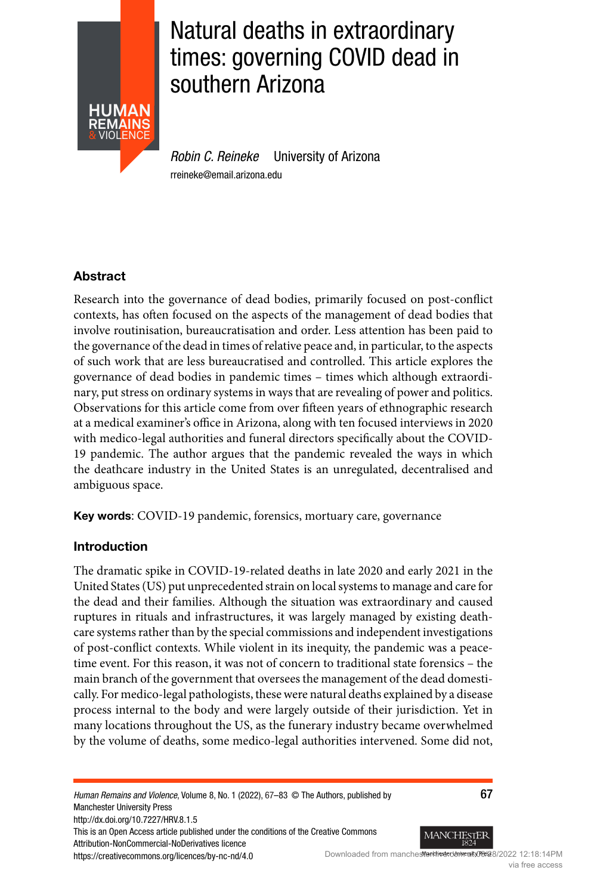# Natural deaths in extraordinary times: governing COVID dead in southern Arizona

*Robin C. Reineke* University of Arizona
rreineke@email.arizona.edu

## Abstract

Research into the governance of dead bodies, primarily focused on post-conflict contexts, has often focused on the aspects of the management of dead bodies that involve routinisation, bureaucratisation and order. Less attention has been paid to the governance of the dead in times of relative peace and, in particular, to the aspects of such work that are less bureaucratised and controlled. This article explores the governance of dead bodies in pandemic times – times which although extraordinary, put stress on ordinary systems in ways that are revealing of power and politics. Observations for this article come from over fifteen years of ethnographic research at a medical examiner's office in Arizona, along with ten focused interviews in 2020 with medico-legal authorities and funeral directors specifically about the COVID-19 pandemic. The author argues that the pandemic revealed the ways in which the deathcare industry in the United States is an unregulated, decentralised and ambiguous space.

**Key words**: COVID-19 pandemic, forensics, mortuary care, governance

## Introduction

The dramatic spike in COVID-19-related deaths in late 2020 and early 2021 in the United States (US) put unprecedented strain on local systems to manage and care for the dead and their families. Although the situation was extraordinary and caused ruptures in rituals and infrastructures, it was largely managed by existing deathcare systems rather than by the special commissions and independent investigations of post-conflict contexts. While violent in its inequity, the pandemic was a peacetime event. For this reason, it was not of concern to traditional state forensics – the main branch of the government that oversees the management of the dead domestically. For medico-legal pathologists, these were natural deaths explained by a disease process internal to the body and were largely outside of their jurisdiction. Yet in many locations throughout the US, as the funerary industry became overwhelmed by the volume of deaths, some medico-legal authorities intervened. Some did not,

*Human Remains and Violence*, Volume 8, No. 1 (2022), 67–83 © The Authors, published by Manchester University Press
http://dx.doi.org/10.7227/HRV.8.1.5
This is an Open Access article published under the conditions of the Creative Commons Attribution-NonCommercial-NoDerivatives licence
https://creativecommons.org/licences/by-nc-nd/4.0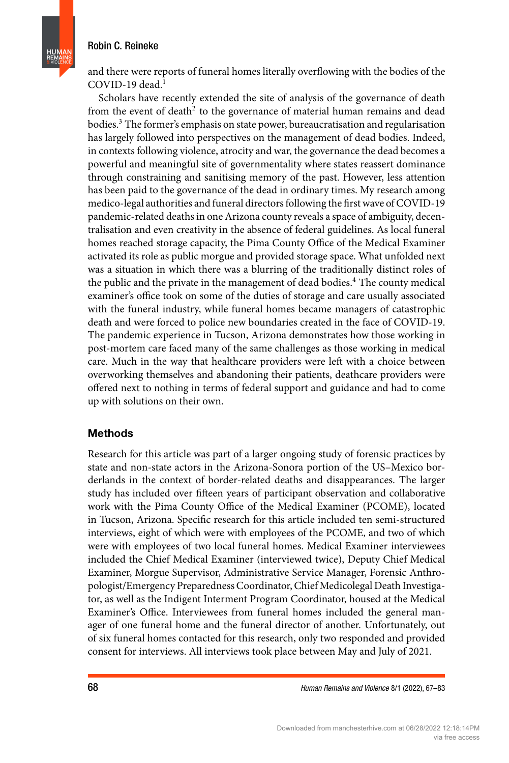and there were reports of funeral homes literally overflowing with the bodies of the COVID-19 dead.[1]

Scholars have recently extended the site of analysis of the governance of death from the event of death[2] to the governance of material human remains and dead bodies.[3] The former's emphasis on state power, bureaucratisation and regularisation has largely followed into perspectives on the management of dead bodies. Indeed, in contexts following violence, atrocity and war, the governance the dead becomes a powerful and meaningful site of governmentality where states reassert dominance through constraining and sanitising memory of the past. However, less attention has been paid to the governance of the dead in ordinary times. My research among medico-legal authorities and funeral directors following the first wave of COVID-19 pandemic-related deaths in one Arizona county reveals a space of ambiguity, decentralisation and even creativity in the absence of federal guidelines. As local funeral homes reached storage capacity, the Pima County Office of the Medical Examiner activated its role as public morgue and provided storage space. What unfolded next was a situation in which there was a blurring of the traditionally distinct roles of the public and the private in the management of dead bodies.[4] The county medical examiner's office took on some of the duties of storage and care usually associated with the funeral industry, while funeral homes became managers of catastrophic death and were forced to police new boundaries created in the face of COVID-19. The pandemic experience in Tucson, Arizona demonstrates how those working in post-mortem care faced many of the same challenges as those working in medical care. Much in the way that healthcare providers were left with a choice between overworking themselves and abandoning their patients, deathcare providers were offered next to nothing in terms of federal support and guidance and had to come up with solutions on their own.

## Methods

Research for this article was part of a larger ongoing study of forensic practices by state and non-state actors in the Arizona-Sonora portion of the US–Mexico borderlands in the context of border-related deaths and disappearances. The larger study has included over fifteen years of participant observation and collaborative work with the Pima County Office of the Medical Examiner (PCOME), located in Tucson, Arizona. Specific research for this article included ten semi-structured interviews, eight of which were with employees of the PCOME, and two of which were with employees of two local funeral homes. Medical Examiner interviewees included the Chief Medical Examiner (interviewed twice), Deputy Chief Medical Examiner, Morgue Supervisor, Administrative Service Manager, Forensic Anthropologist/Emergency Preparedness Coordinator, Chief Medicolegal Death Investigator, as well as the Indigent Interment Program Coordinator, housed at the Medical Examiner's Office. Interviewees from funeral homes included the general manager of one funeral home and the funeral director of another. Unfortunately, out of six funeral homes contacted for this research, only two responded and provided consent for interviews. All interviews took place between May and July of 2021.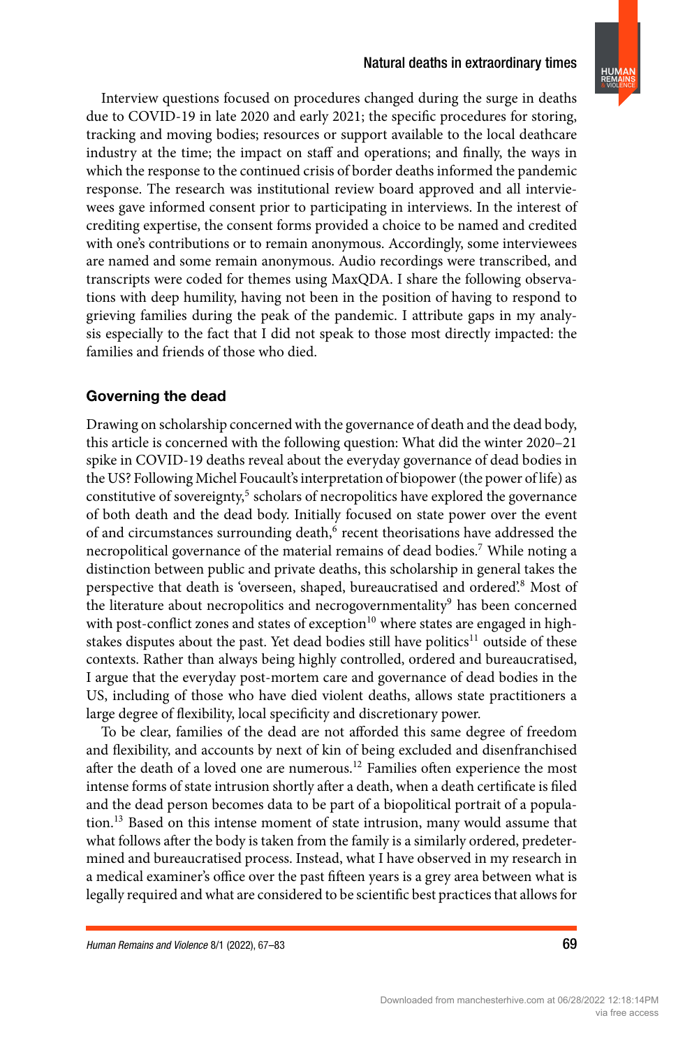Interview questions focused on procedures changed during the surge in deaths due to COVID-19 in late 2020 and early 2021; the specific procedures for storing, tracking and moving bodies; resources or support available to the local deathcare industry at the time; the impact on staff and operations; and finally, the ways in which the response to the continued crisis of border deaths informed the pandemic response. The research was institutional review board approved and all interviewees gave informed consent prior to participating in interviews. In the interest of crediting expertise, the consent forms provided a choice to be named and credited with one's contributions or to remain anonymous. Accordingly, some interviewees are named and some remain anonymous. Audio recordings were transcribed, and transcripts were coded for themes using MaxQDA. I share the following observations with deep humility, having not been in the position of having to respond to grieving families during the peak of the pandemic. I attribute gaps in my analysis especially to the fact that I did not speak to those most directly impacted: the families and friends of those who died.

## Governing the dead

Drawing on scholarship concerned with the governance of death and the dead body, this article is concerned with the following question: What did the winter 2020–21 spike in COVID-19 deaths reveal about the everyday governance of dead bodies in the US? Following Michel Foucault's interpretation of biopower (the power of life) as constitutive of sovereignty,[5] scholars of necropolitics have explored the governance of both death and the dead body. Initially focused on state power over the event of and circumstances surrounding death,[6] recent theorisations have addressed the necropolitical governance of the material remains of dead bodies.[7] While noting a distinction between public and private deaths, this scholarship in general takes the perspective that death is 'overseen, shaped, bureaucratised and ordered'.[8] Most of the literature about necropolitics and necrogovernmentality[9] has been concerned with post-conflict zones and states of exception[10] where states are engaged in high-stakes disputes about the past. Yet dead bodies still have politics[11] outside of these contexts. Rather than always being highly controlled, ordered and bureaucratised, I argue that the everyday post-mortem care and governance of dead bodies in the US, including of those who have died violent deaths, allows state practitioners a large degree of flexibility, local specificity and discretionary power.

To be clear, families of the dead are not afforded this same degree of freedom and flexibility, and accounts by next of kin of being excluded and disenfranchised after the death of a loved one are numerous.[12] Families often experience the most intense forms of state intrusion shortly after a death, when a death certificate is filed and the dead person becomes data to be part of a biopolitical portrait of a population.[13] Based on this intense moment of state intrusion, many would assume that what follows after the body is taken from the family is a similarly ordered, predetermined and bureaucratised process. Instead, what I have observed in my research in a medical examiner's office over the past fifteen years is a grey area between what is legally required and what are considered to be scientific best practices that allows for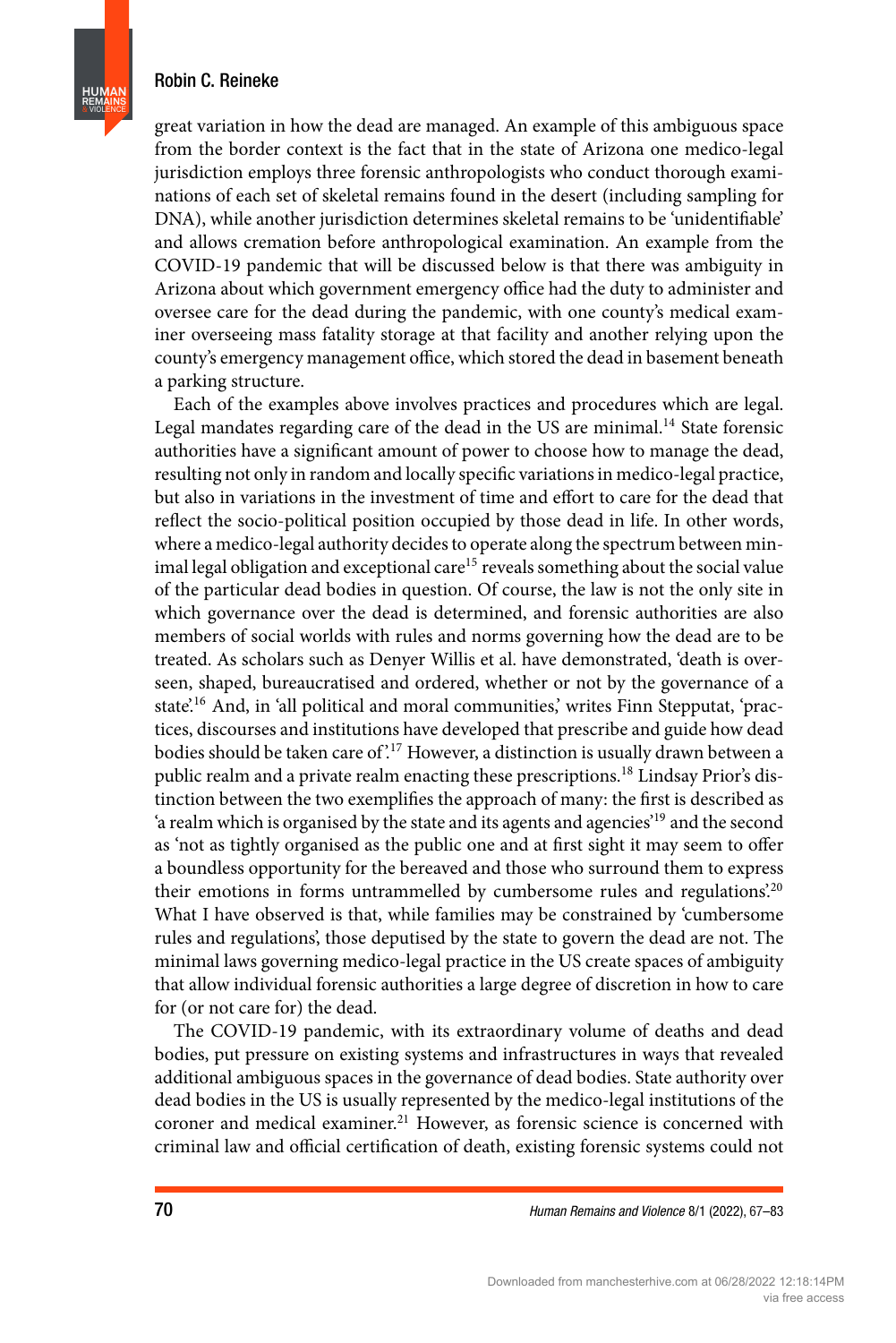great variation in how the dead are managed. An example of this ambiguous space from the border context is the fact that in the state of Arizona one medico-legal jurisdiction employs three forensic anthropologists who conduct thorough examinations of each set of skeletal remains found in the desert (including sampling for DNA), while another jurisdiction determines skeletal remains to be 'unidentifiable' and allows cremation before anthropological examination. An example from the COVID-19 pandemic that will be discussed below is that there was ambiguity in Arizona about which government emergency office had the duty to administer and oversee care for the dead during the pandemic, with one county's medical examiner overseeing mass fatality storage at that facility and another relying upon the county's emergency management office, which stored the dead in basement beneath a parking structure.

Each of the examples above involves practices and procedures which are legal. Legal mandates regarding care of the dead in the US are minimal.[14] State forensic authorities have a significant amount of power to choose how to manage the dead, resulting not only in random and locally specific variations in medico-legal practice, but also in variations in the investment of time and effort to care for the dead that reflect the socio-political position occupied by those dead in life. In other words, where a medico-legal authority decides to operate along the spectrum between minimal legal obligation and exceptional care[15] reveals something about the social value of the particular dead bodies in question. Of course, the law is not the only site in which governance over the dead is determined, and forensic authorities are also members of social worlds with rules and norms governing how the dead are to be treated. As scholars such as Denyer Willis et al. have demonstrated, 'death is overseen, shaped, bureaucratised and ordered, whether or not by the governance of a state'.[16] And, in 'all political and moral communities,' writes Finn Stepputat, 'practices, discourses and institutions have developed that prescribe and guide how dead bodies should be taken care of'.[17] However, a distinction is usually drawn between a public realm and a private realm enacting these prescriptions.[18] Lindsay Prior's distinction between the two exemplifies the approach of many: the first is described as 'a realm which is organised by the state and its agents and agencies'[19] and the second as 'not as tightly organised as the public one and at first sight it may seem to offer a boundless opportunity for the bereaved and those who surround them to express their emotions in forms untrammelled by cumbersome rules and regulations'.[20] What I have observed is that, while families may be constrained by 'cumbersome rules and regulations', those deputised by the state to govern the dead are not. The minimal laws governing medico-legal practice in the US create spaces of ambiguity that allow individual forensic authorities a large degree of discretion in how to care for (or not care for) the dead.

The COVID-19 pandemic, with its extraordinary volume of deaths and dead bodies, put pressure on existing systems and infrastructures in ways that revealed additional ambiguous spaces in the governance of dead bodies. State authority over dead bodies in the US is usually represented by the medico-legal institutions of the coroner and medical examiner.[21] However, as forensic science is concerned with criminal law and official certification of death, existing forensic systems could not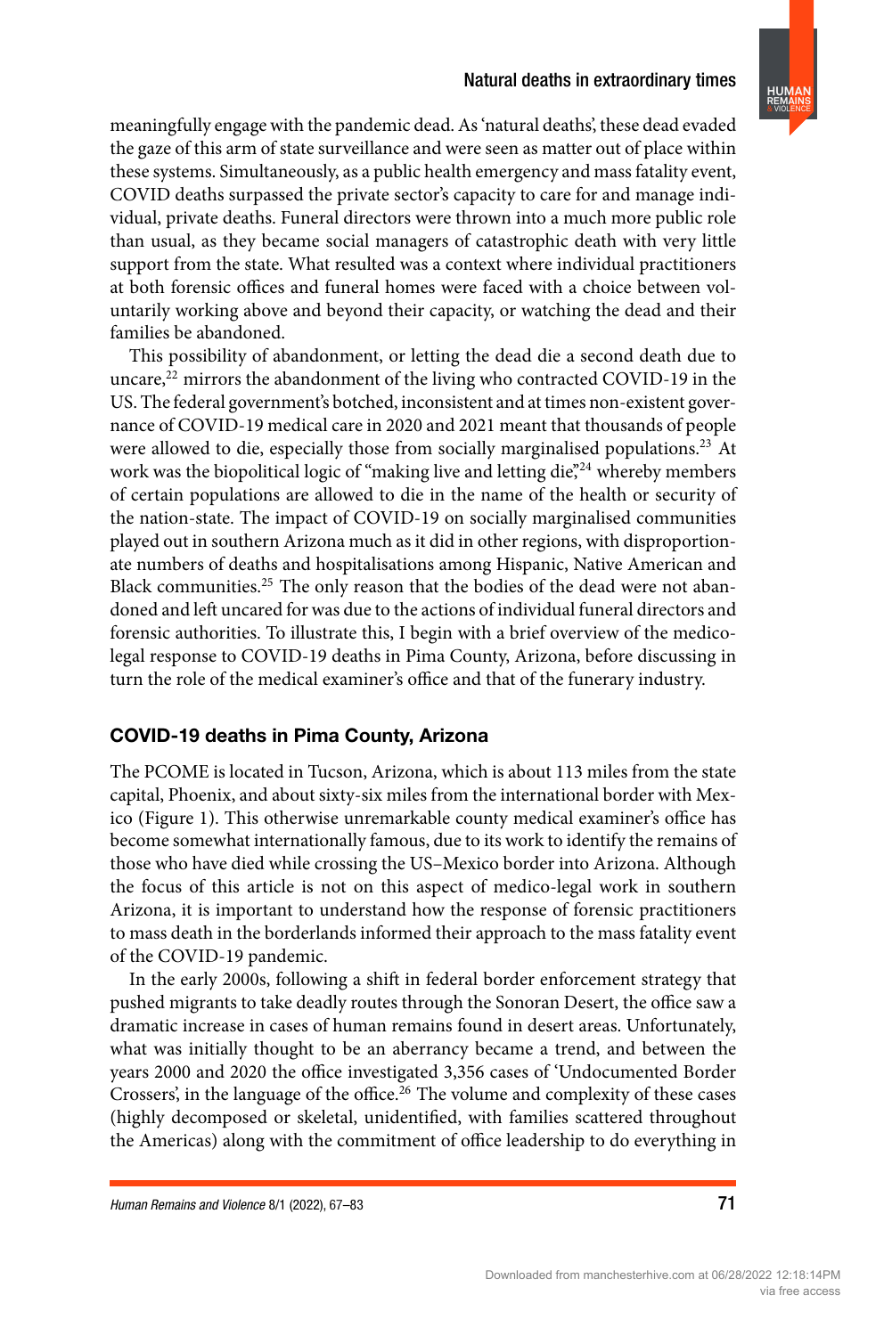meaningfully engage with the pandemic dead. As 'natural deaths', these dead evaded the gaze of this arm of state surveillance and were seen as matter out of place within these systems. Simultaneously, as a public health emergency and mass fatality event, COVID deaths surpassed the private sector's capacity to care for and manage individual, private deaths. Funeral directors were thrown into a much more public role than usual, as they became social managers of catastrophic death with very little support from the state. What resulted was a context where individual practitioners at both forensic offices and funeral homes were faced with a choice between voluntarily working above and beyond their capacity, or watching the dead and their families be abandoned.

This possibility of abandonment, or letting the dead die a second death due to uncare,[22] mirrors the abandonment of the living who contracted COVID-19 in the US. The federal government's botched, inconsistent and at times non-existent governance of COVID-19 medical care in 2020 and 2021 meant that thousands of people were allowed to die, especially those from socially marginalised populations.[23] At work was the biopolitical logic of "making live and letting die",[24] whereby members of certain populations are allowed to die in the name of the health or security of the nation-state. The impact of COVID-19 on socially marginalised communities played out in southern Arizona much as it did in other regions, with disproportionate numbers of deaths and hospitalisations among Hispanic, Native American and Black communities.[25] The only reason that the bodies of the dead were not abandoned and left uncared for was due to the actions of individual funeral directors and forensic authorities. To illustrate this, I begin with a brief overview of the medico-legal response to COVID-19 deaths in Pima County, Arizona, before discussing in turn the role of the medical examiner's office and that of the funerary industry.

## COVID-19 deaths in Pima County, Arizona

The PCOME is located in Tucson, Arizona, which is about 113 miles from the state capital, Phoenix, and about sixty-six miles from the international border with Mexico (Figure 1). This otherwise unremarkable county medical examiner's office has become somewhat internationally famous, due to its work to identify the remains of those who have died while crossing the US–Mexico border into Arizona. Although the focus of this article is not on this aspect of medico-legal work in southern Arizona, it is important to understand how the response of forensic practitioners to mass death in the borderlands informed their approach to the mass fatality event of the COVID-19 pandemic.

In the early 2000s, following a shift in federal border enforcement strategy that pushed migrants to take deadly routes through the Sonoran Desert, the office saw a dramatic increase in cases of human remains found in desert areas. Unfortunately, what was initially thought to be an aberrancy became a trend, and between the years 2000 and 2020 the office investigated 3,356 cases of 'Undocumented Border Crossers', in the language of the office.[26] The volume and complexity of these cases (highly decomposed or skeletal, unidentified, with families scattered throughout the Americas) along with the commitment of office leadership to do everything in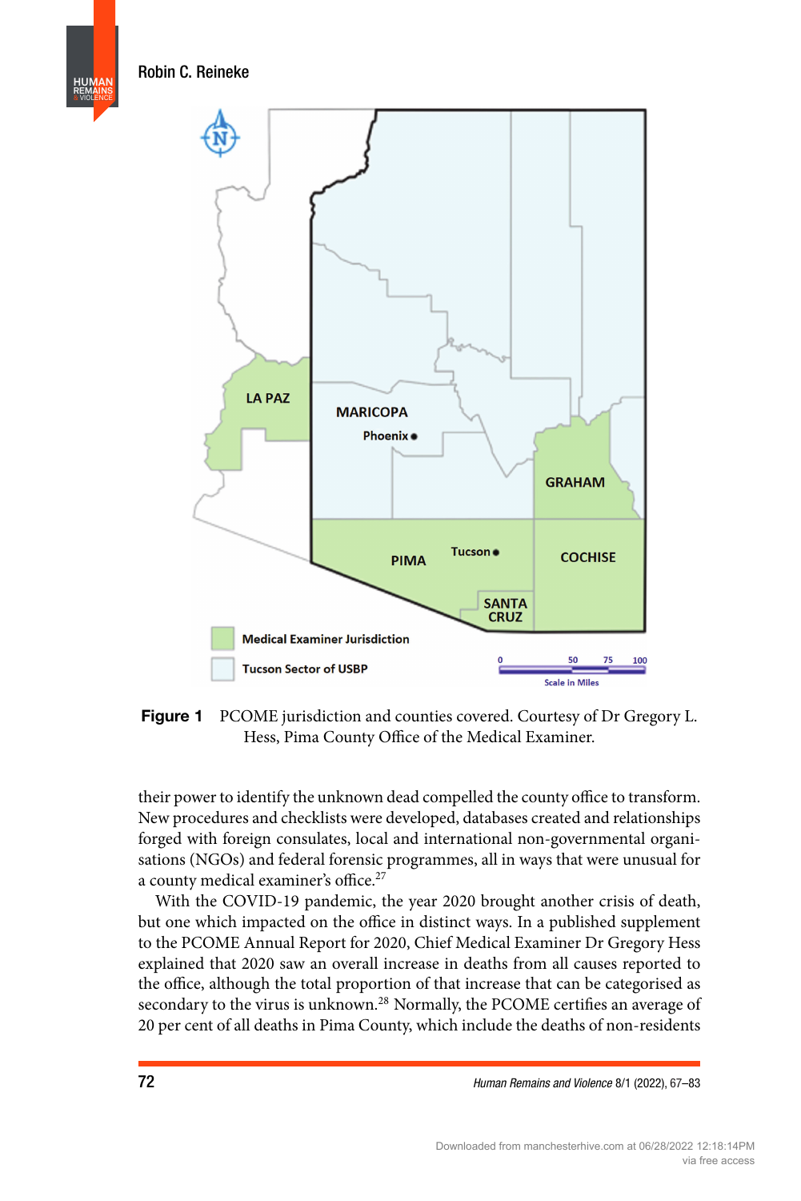**Figure 1** PCOME jurisdiction and counties covered. Courtesy of Dr Gregory L. Hess, Pima County Office of the Medical Examiner.

their power to identify the unknown dead compelled the county office to transform. New procedures and checklists were developed, databases created and relationships forged with foreign consulates, local and international non-governmental organisations (NGOs) and federal forensic programmes, all in ways that were unusual for a county medical examiner's office.[27]

With the COVID-19 pandemic, the year 2020 brought another crisis of death, but one which impacted on the office in distinct ways. In a published supplement to the PCOME Annual Report for 2020, Chief Medical Examiner Dr Gregory Hess explained that 2020 saw an overall increase in deaths from all causes reported to the office, although the total proportion of that increase that can be categorised as secondary to the virus is unknown.[28] Normally, the PCOME certifies an average of 20 per cent of all deaths in Pima County, which include the deaths of non-residents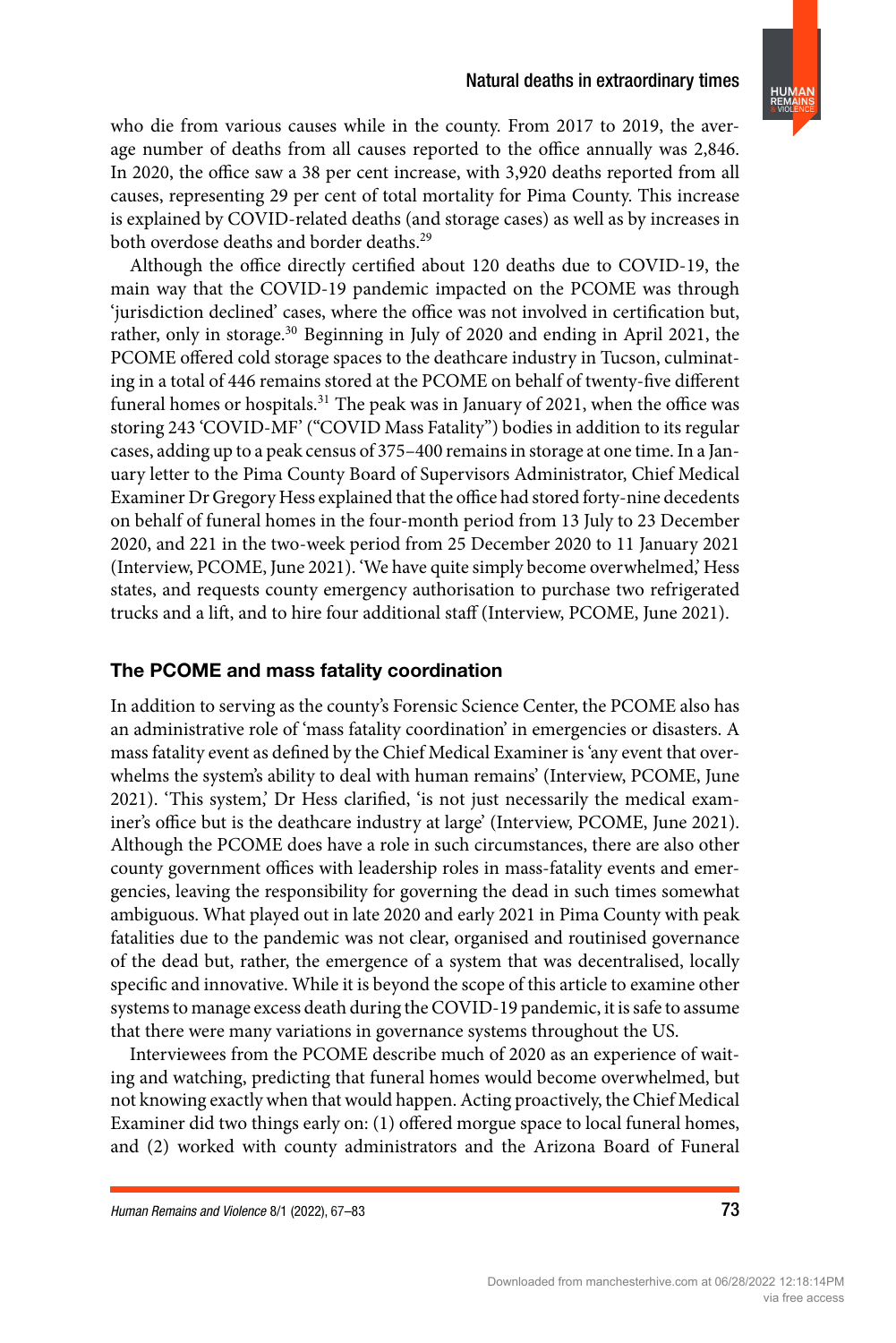who die from various causes while in the county. From 2017 to 2019, the average number of deaths from all causes reported to the office annually was 2,846. In 2020, the office saw a 38 per cent increase, with 3,920 deaths reported from all causes, representing 29 per cent of total mortality for Pima County. This increase is explained by COVID-related deaths (and storage cases) as well as by increases in both overdose deaths and border deaths.[29]

Although the office directly certified about 120 deaths due to COVID-19, the main way that the COVID-19 pandemic impacted on the PCOME was through 'jurisdiction declined' cases, where the office was not involved in certification but, rather, only in storage.[30] Beginning in July of 2020 and ending in April 2021, the PCOME offered cold storage spaces to the deathcare industry in Tucson, culminating in a total of 446 remains stored at the PCOME on behalf of twenty-five different funeral homes or hospitals.[31] The peak was in January of 2021, when the office was storing 243 'COVID-MF' ("COVID Mass Fatality") bodies in addition to its regular cases, adding up to a peak census of 375–400 remains in storage at one time. In a January letter to the Pima County Board of Supervisors Administrator, Chief Medical Examiner Dr Gregory Hess explained that the office had stored forty-nine decedents on behalf of funeral homes in the four-month period from 13 July to 23 December 2020, and 221 in the two-week period from 25 December 2020 to 11 January 2021 (Interview, PCOME, June 2021). 'We have quite simply become overwhelmed,' Hess states, and requests county emergency authorisation to purchase two refrigerated trucks and a lift, and to hire four additional staff (Interview, PCOME, June 2021).

## The PCOME and mass fatality coordination

In addition to serving as the county's Forensic Science Center, the PCOME also has an administrative role of 'mass fatality coordination' in emergencies or disasters. A mass fatality event as defined by the Chief Medical Examiner is 'any event that overwhelms the system's ability to deal with human remains' (Interview, PCOME, June 2021). 'This system,' Dr Hess clarified, 'is not just necessarily the medical examiner's office but is the deathcare industry at large' (Interview, PCOME, June 2021). Although the PCOME does have a role in such circumstances, there are also other county government offices with leadership roles in mass-fatality events and emergencies, leaving the responsibility for governing the dead in such times somewhat ambiguous. What played out in late 2020 and early 2021 in Pima County with peak fatalities due to the pandemic was not clear, organised and routinised governance of the dead but, rather, the emergence of a system that was decentralised, locally specific and innovative. While it is beyond the scope of this article to examine other systems to manage excess death during the COVID-19 pandemic, it is safe to assume that there were many variations in governance systems throughout the US.

Interviewees from the PCOME describe much of 2020 as an experience of waiting and watching, predicting that funeral homes would become overwhelmed, but not knowing exactly when that would happen. Acting proactively, the Chief Medical Examiner did two things early on: (1) offered morgue space to local funeral homes, and (2) worked with county administrators and the Arizona Board of Funeral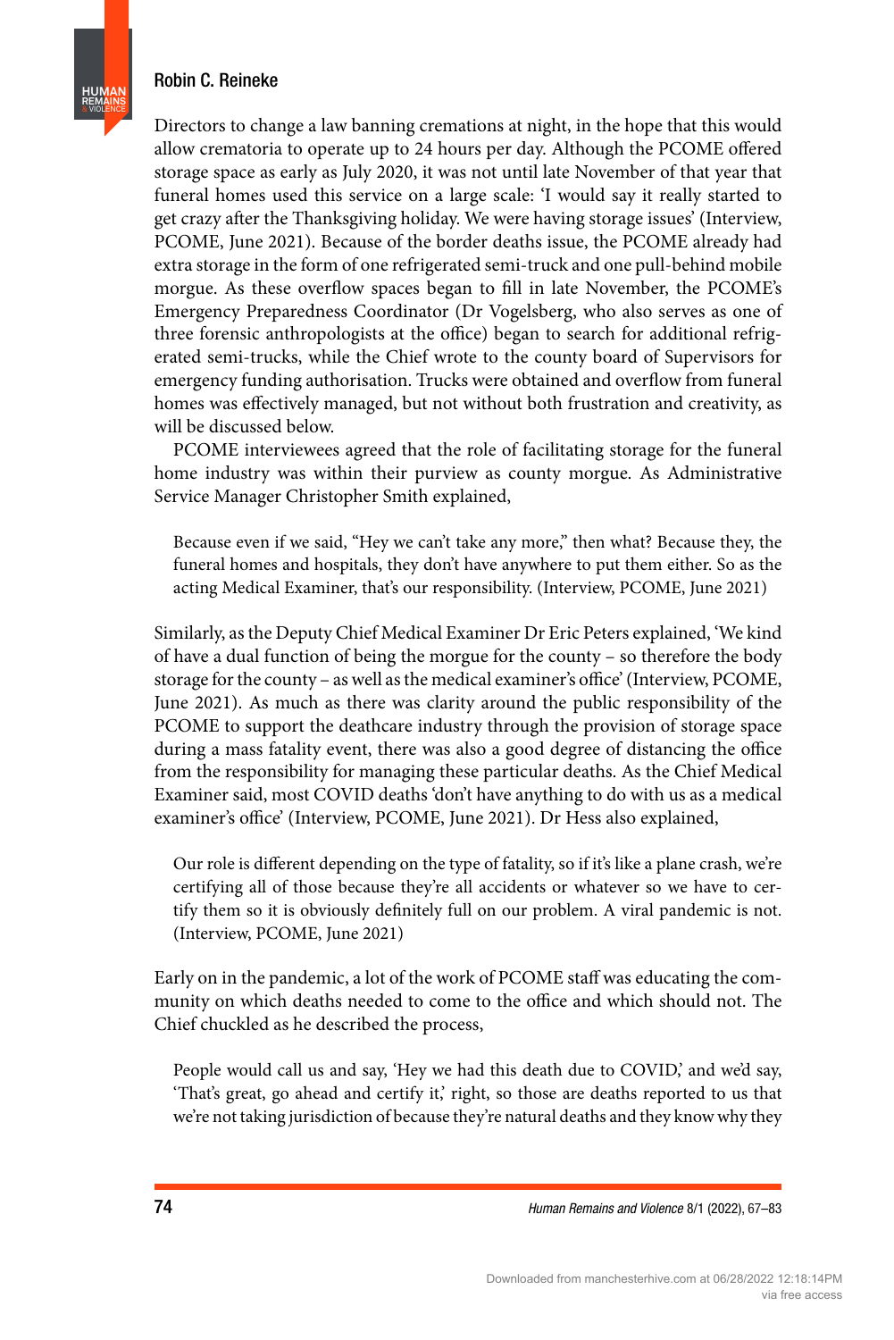Directors to change a law banning cremations at night, in the hope that this would allow crematoria to operate up to 24 hours per day. Although the PCOME offered storage space as early as July 2020, it was not until late November of that year that funeral homes used this service on a large scale: 'I would say it really started to get crazy after the Thanksgiving holiday. We were having storage issues' (Interview, PCOME, June 2021). Because of the border deaths issue, the PCOME already had extra storage in the form of one refrigerated semi-truck and one pull-behind mobile morgue. As these overflow spaces began to fill in late November, the PCOME's Emergency Preparedness Coordinator (Dr Vogelsberg, who also serves as one of three forensic anthropologists at the office) began to search for additional refrigerated semi-trucks, while the Chief wrote to the county board of Supervisors for emergency funding authorisation. Trucks were obtained and overflow from funeral homes was effectively managed, but not without both frustration and creativity, as will be discussed below.

PCOME interviewees agreed that the role of facilitating storage for the funeral home industry was within their purview as county morgue. As Administrative Service Manager Christopher Smith explained,

> Because even if we said, "Hey we can't take any more," then what? Because they, the funeral homes and hospitals, they don't have anywhere to put them either. So as the acting Medical Examiner, that's our responsibility. (Interview, PCOME, June 2021)

Similarly, as the Deputy Chief Medical Examiner Dr Eric Peters explained, 'We kind of have a dual function of being the morgue for the county – so therefore the body storage for the county – as well as the medical examiner's office' (Interview, PCOME, June 2021). As much as there was clarity around the public responsibility of the PCOME to support the deathcare industry through the provision of storage space during a mass fatality event, there was also a good degree of distancing the office from the responsibility for managing these particular deaths. As the Chief Medical Examiner said, most COVID deaths 'don't have anything to do with us as a medical examiner's office' (Interview, PCOME, June 2021). Dr Hess also explained,

> Our role is different depending on the type of fatality, so if it's like a plane crash, we're certifying all of those because they're all accidents or whatever so we have to certify them so it is obviously definitely full on our problem. A viral pandemic is not. (Interview, PCOME, June 2021)

Early on in the pandemic, a lot of the work of PCOME staff was educating the community on which deaths needed to come to the office and which should not. The Chief chuckled as he described the process,

> People would call us and say, 'Hey we had this death due to COVID,' and we'd say, 'That's great, go ahead and certify it,' right, so those are deaths reported to us that we're not taking jurisdiction of because they're natural deaths and they know why they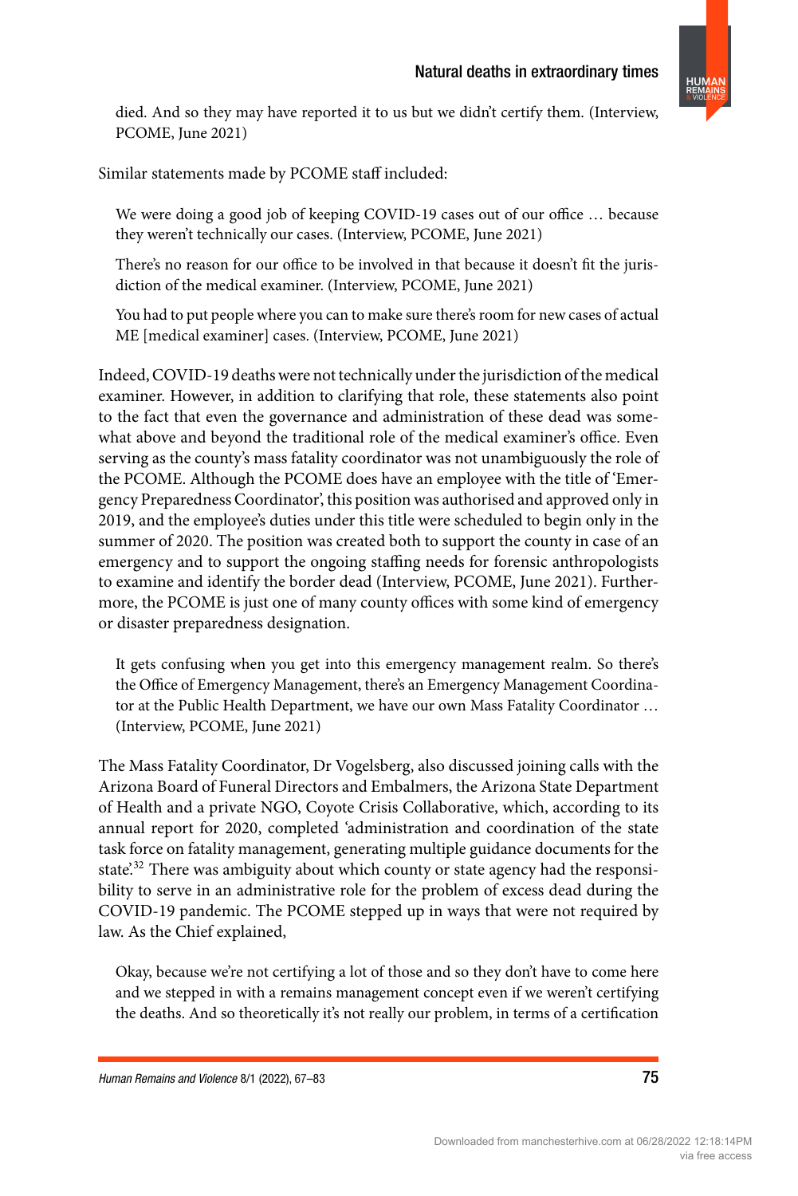died. And so they may have reported it to us but we didn't certify them. (Interview, PCOME, June 2021)

Similar statements made by PCOME staff included:

> We were doing a good job of keeping COVID-19 cases out of our office … because they weren't technically our cases. (Interview, PCOME, June 2021)

> There's no reason for our office to be involved in that because it doesn't fit the jurisdiction of the medical examiner. (Interview, PCOME, June 2021)

> You had to put people where you can to make sure there's room for new cases of actual ME [medical examiner] cases. (Interview, PCOME, June 2021)

Indeed, COVID-19 deaths were not technically under the jurisdiction of the medical examiner. However, in addition to clarifying that role, these statements also point to the fact that even the governance and administration of these dead was somewhat above and beyond the traditional role of the medical examiner's office. Even serving as the county's mass fatality coordinator was not unambiguously the role of the PCOME. Although the PCOME does have an employee with the title of 'Emergency Preparedness Coordinator', this position was authorised and approved only in 2019, and the employee's duties under this title were scheduled to begin only in the summer of 2020. The position was created both to support the county in case of an emergency and to support the ongoing staffing needs for forensic anthropologists to examine and identify the border dead (Interview, PCOME, June 2021). Furthermore, the PCOME is just one of many county offices with some kind of emergency or disaster preparedness designation.

> It gets confusing when you get into this emergency management realm. So there's the Office of Emergency Management, there's an Emergency Management Coordinator at the Public Health Department, we have our own Mass Fatality Coordinator … (Interview, PCOME, June 2021)

The Mass Fatality Coordinator, Dr Vogelsberg, also discussed joining calls with the Arizona Board of Funeral Directors and Embalmers, the Arizona State Department of Health and a private NGO, Coyote Crisis Collaborative, which, according to its annual report for 2020, completed 'administration and coordination of the state task force on fatality management, generating multiple guidance documents for the state'.[32] There was ambiguity about which county or state agency had the responsibility to serve in an administrative role for the problem of excess dead during the COVID-19 pandemic. The PCOME stepped up in ways that were not required by law. As the Chief explained,

> Okay, because we're not certifying a lot of those and so they don't have to come here and we stepped in with a remains management concept even if we weren't certifying the deaths. And so theoretically it's not really our problem, in terms of a certification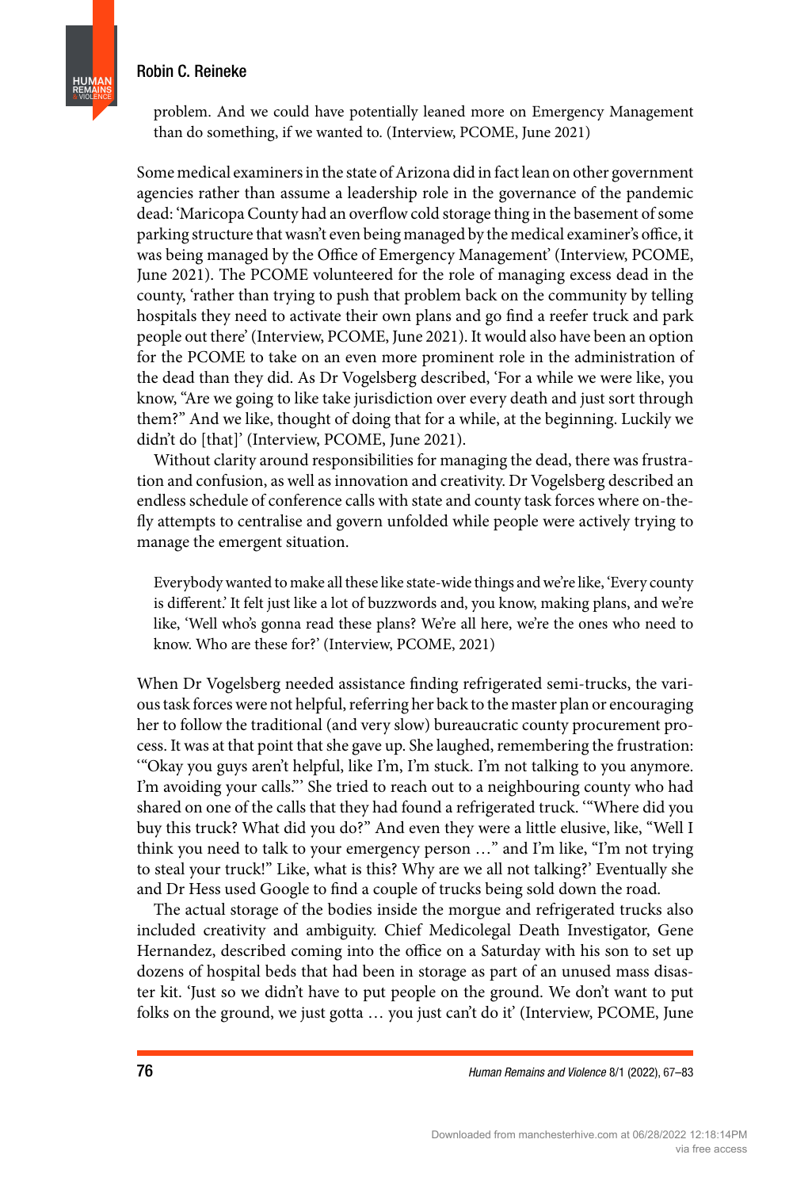problem. And we could have potentially leaned more on Emergency Management than do something, if we wanted to. (Interview, PCOME, June 2021)

Some medical examiners in the state of Arizona did in fact lean on other government agencies rather than assume a leadership role in the governance of the pandemic dead: 'Maricopa County had an overflow cold storage thing in the basement of some parking structure that wasn't even being managed by the medical examiner's office, it was being managed by the Office of Emergency Management' (Interview, PCOME, June 2021). The PCOME volunteered for the role of managing excess dead in the county, 'rather than trying to push that problem back on the community by telling hospitals they need to activate their own plans and go find a reefer truck and park people out there' (Interview, PCOME, June 2021). It would also have been an option for the PCOME to take on an even more prominent role in the administration of the dead than they did. As Dr Vogelsberg described, 'For a while we were like, you know, "Are we going to like take jurisdiction over every death and just sort through them?" And we like, thought of doing that for a while, at the beginning. Luckily we didn't do [that]' (Interview, PCOME, June 2021).

Without clarity around responsibilities for managing the dead, there was frustration and confusion, as well as innovation and creativity. Dr Vogelsberg described an endless schedule of conference calls with state and county task forces where on-the-fly attempts to centralise and govern unfolded while people were actively trying to manage the emergent situation.

> Everybody wanted to make all these like state-wide things and we're like, 'Every county is different.' It felt just like a lot of buzzwords and, you know, making plans, and we're like, 'Well who's gonna read these plans? We're all here, we're the ones who need to know. Who are these for?' (Interview, PCOME, 2021)

When Dr Vogelsberg needed assistance finding refrigerated semi-trucks, the various task forces were not helpful, referring her back to the master plan or encouraging her to follow the traditional (and very slow) bureaucratic county procurement process. It was at that point that she gave up. She laughed, remembering the frustration: '"Okay you guys aren't helpful, like I'm, I'm stuck. I'm not talking to you anymore. I'm avoiding your calls."' She tried to reach out to a neighbouring county who had shared on one of the calls that they had found a refrigerated truck. '"Where did you buy this truck? What did you do?" And even they were a little elusive, like, "Well I think you need to talk to your emergency person …" and I'm like, "I'm not trying to steal your truck!" Like, what is this? Why are we all not talking?' Eventually she and Dr Hess used Google to find a couple of trucks being sold down the road.

The actual storage of the bodies inside the morgue and refrigerated trucks also included creativity and ambiguity. Chief Medicolegal Death Investigator, Gene Hernandez, described coming into the office on a Saturday with his son to set up dozens of hospital beds that had been in storage as part of an unused mass disaster kit. 'Just so we didn't have to put people on the ground. We don't want to put folks on the ground, we just gotta … you just can't do it' (Interview, PCOME, June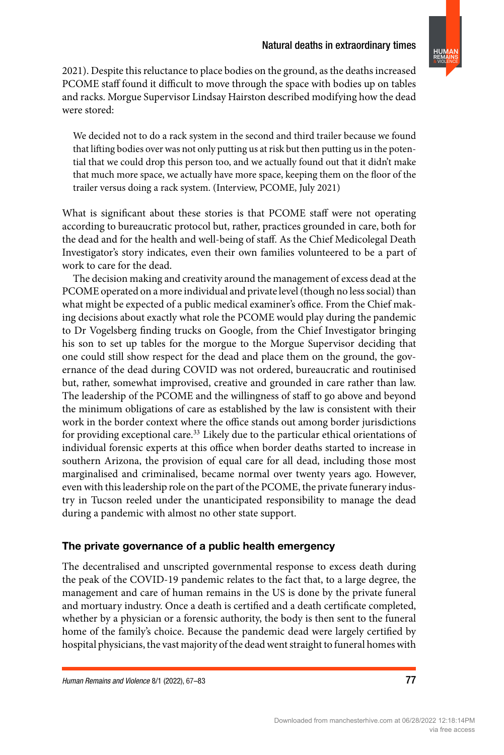2021). Despite this reluctance to place bodies on the ground, as the deaths increased PCOME staff found it difficult to move through the space with bodies up on tables and racks. Morgue Supervisor Lindsay Hairston described modifying how the dead were stored:

> We decided not to do a rack system in the second and third trailer because we found that lifting bodies over was not only putting us at risk but then putting us in the potential that we could drop this person too, and we actually found out that it didn't make that much more space, we actually have more space, keeping them on the floor of the trailer versus doing a rack system. (Interview, PCOME, July 2021)

What is significant about these stories is that PCOME staff were not operating according to bureaucratic protocol but, rather, practices grounded in care, both for the dead and for the health and well-being of staff. As the Chief Medicolegal Death Investigator's story indicates, even their own families volunteered to be a part of work to care for the dead.

The decision making and creativity around the management of excess dead at the PCOME operated on a more individual and private level (though no less social) than what might be expected of a public medical examiner's office. From the Chief making decisions about exactly what role the PCOME would play during the pandemic to Dr Vogelsberg finding trucks on Google, from the Chief Investigator bringing his son to set up tables for the morgue to the Morgue Supervisor deciding that one could still show respect for the dead and place them on the ground, the governance of the dead during COVID was not ordered, bureaucratic and routinised but, rather, somewhat improvised, creative and grounded in care rather than law. The leadership of the PCOME and the willingness of staff to go above and beyond the minimum obligations of care as established by the law is consistent with their work in the border context where the office stands out among border jurisdictions for providing exceptional care.[33] Likely due to the particular ethical orientations of individual forensic experts at this office when border deaths started to increase in southern Arizona, the provision of equal care for all dead, including those most marginalised and criminalised, became normal over twenty years ago. However, even with this leadership role on the part of the PCOME, the private funerary industry in Tucson reeled under the unanticipated responsibility to manage the dead during a pandemic with almost no other state support.

## The private governance of a public health emergency

The decentralised and unscripted governmental response to excess death during the peak of the COVID-19 pandemic relates to the fact that, to a large degree, the management and care of human remains in the US is done by the private funeral and mortuary industry. Once a death is certified and a death certificate completed, whether by a physician or a forensic authority, the body is then sent to the funeral home of the family's choice. Because the pandemic dead were largely certified by hospital physicians, the vast majority of the dead went straight to funeral homes with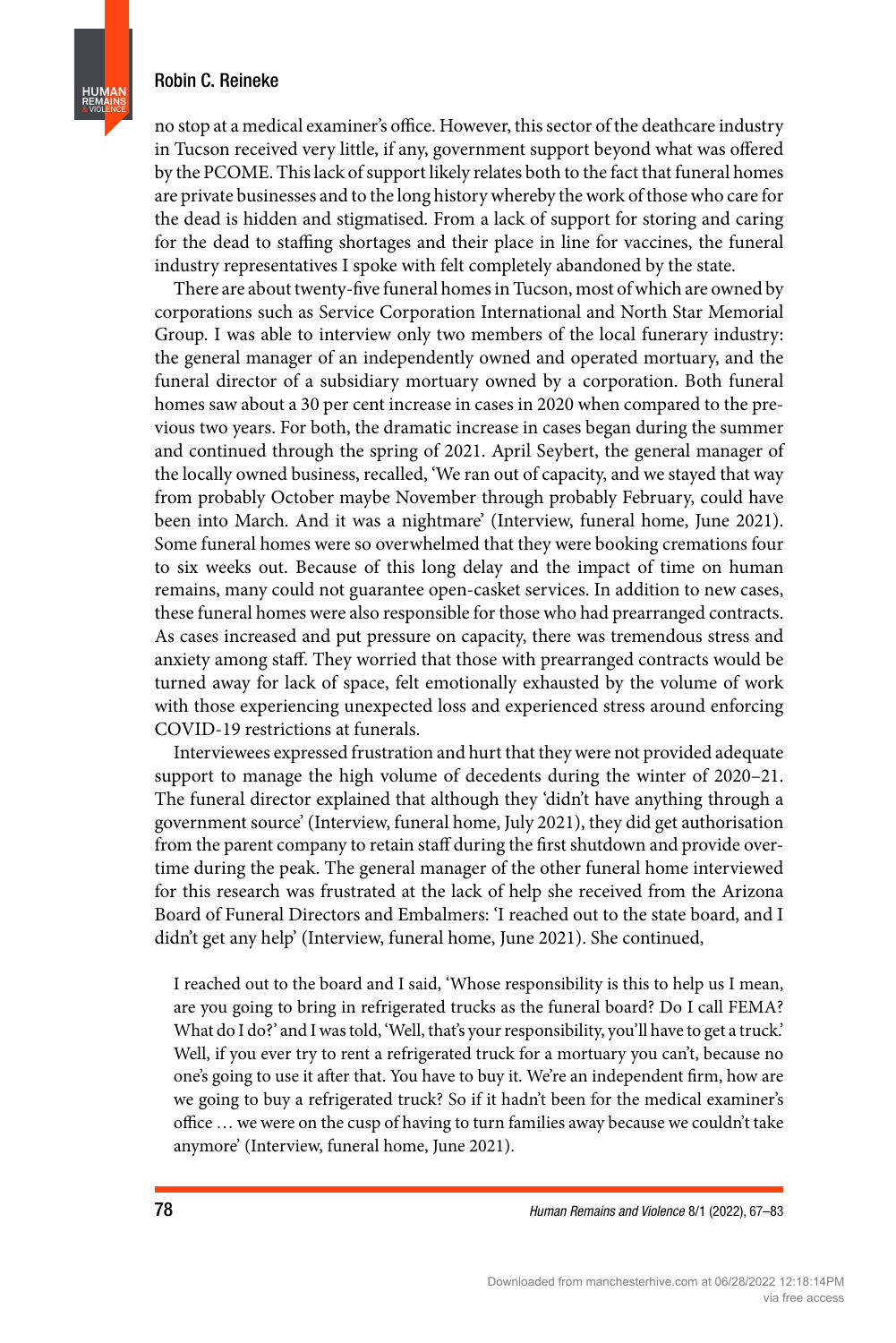no stop at a medical examiner's office. However, this sector of the deathcare industry in Tucson received very little, if any, government support beyond what was offered by the PCOME. This lack of support likely relates both to the fact that funeral homes are private businesses and to the long history whereby the work of those who care for the dead is hidden and stigmatised. From a lack of support for storing and caring for the dead to staffing shortages and their place in line for vaccines, the funeral industry representatives I spoke with felt completely abandoned by the state.

There are about twenty-five funeral homes in Tucson, most of which are owned by corporations such as Service Corporation International and North Star Memorial Group. I was able to interview only two members of the local funerary industry: the general manager of an independently owned and operated mortuary, and the funeral director of a subsidiary mortuary owned by a corporation. Both funeral homes saw about a 30 per cent increase in cases in 2020 when compared to the previous two years. For both, the dramatic increase in cases began during the summer and continued through the spring of 2021. April Seybert, the general manager of the locally owned business, recalled, 'We ran out of capacity, and we stayed that way from probably October maybe November through probably February, could have been into March. And it was a nightmare' (Interview, funeral home, June 2021). Some funeral homes were so overwhelmed that they were booking cremations four to six weeks out. Because of this long delay and the impact of time on human remains, many could not guarantee open-casket services. In addition to new cases, these funeral homes were also responsible for those who had prearranged contracts. As cases increased and put pressure on capacity, there was tremendous stress and anxiety among staff. They worried that those with prearranged contracts would be turned away for lack of space, felt emotionally exhausted by the volume of work with those experiencing unexpected loss and experienced stress around enforcing COVID-19 restrictions at funerals.

Interviewees expressed frustration and hurt that they were not provided adequate support to manage the high volume of decedents during the winter of 2020–21. The funeral director explained that although they 'didn't have anything through a government source' (Interview, funeral home, July 2021), they did get authorisation from the parent company to retain staff during the first shutdown and provide overtime during the peak. The general manager of the other funeral home interviewed for this research was frustrated at the lack of help she received from the Arizona Board of Funeral Directors and Embalmers: 'I reached out to the state board, and I didn't get any help' (Interview, funeral home, June 2021). She continued,

> I reached out to the board and I said, 'Whose responsibility is this to help us I mean, are you going to bring in refrigerated trucks as the funeral board? Do I call FEMA? What do I do?' and I was told, 'Well, that's your responsibility, you'll have to get a truck.' Well, if you ever try to rent a refrigerated truck for a mortuary you can't, because no one's going to use it after that. You have to buy it. We're an independent firm, how are we going to buy a refrigerated truck? So if it hadn't been for the medical examiner's office … we were on the cusp of having to turn families away because we couldn't take anymore' (Interview, funeral home, June 2021).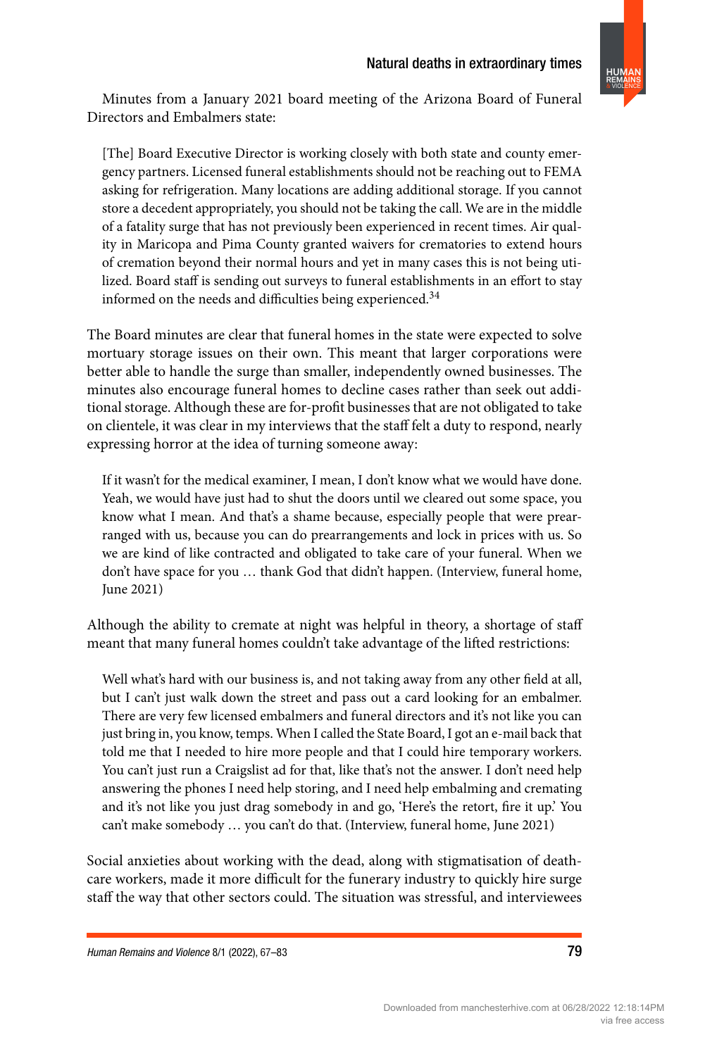Minutes from a January 2021 board meeting of the Arizona Board of Funeral Directors and Embalmers state:

> [The] Board Executive Director is working closely with both state and county emergency partners. Licensed funeral establishments should not be reaching out to FEMA asking for refrigeration. Many locations are adding additional storage. If you cannot store a decedent appropriately, you should not be taking the call. We are in the middle of a fatality surge that has not previously been experienced in recent times. Air quality in Maricopa and Pima County granted waivers for crematories to extend hours of cremation beyond their normal hours and yet in many cases this is not being utilized. Board staff is sending out surveys to funeral establishments in an effort to stay informed on the needs and difficulties being experienced.[34]

The Board minutes are clear that funeral homes in the state were expected to solve mortuary storage issues on their own. This meant that larger corporations were better able to handle the surge than smaller, independently owned businesses. The minutes also encourage funeral homes to decline cases rather than seek out additional storage. Although these are for-profit businesses that are not obligated to take on clientele, it was clear in my interviews that the staff felt a duty to respond, nearly expressing horror at the idea of turning someone away:

> If it wasn't for the medical examiner, I mean, I don't know what we would have done. Yeah, we would have just had to shut the doors until we cleared out some space, you know what I mean. And that's a shame because, especially people that were prearranged with us, because you can do prearrangements and lock in prices with us. So we are kind of like contracted and obligated to take care of your funeral. When we don't have space for you … thank God that didn't happen. (Interview, funeral home, June 2021)

Although the ability to cremate at night was helpful in theory, a shortage of staff meant that many funeral homes couldn't take advantage of the lifted restrictions:

> Well what's hard with our business is, and not taking away from any other field at all, but I can't just walk down the street and pass out a card looking for an embalmer. There are very few licensed embalmers and funeral directors and it's not like you can just bring in, you know, temps. When I called the State Board, I got an e-mail back that told me that I needed to hire more people and that I could hire temporary workers. You can't just run a Craigslist ad for that, like that's not the answer. I don't need help answering the phones I need help storing, and I need help embalming and cremating and it's not like you just drag somebody in and go, 'Here's the retort, fire it up.' You can't make somebody … you can't do that. (Interview, funeral home, June 2021)

Social anxieties about working with the dead, along with stigmatisation of death-care workers, made it more difficult for the funerary industry to quickly hire surge staff the way that other sectors could. The situation was stressful, and interviewees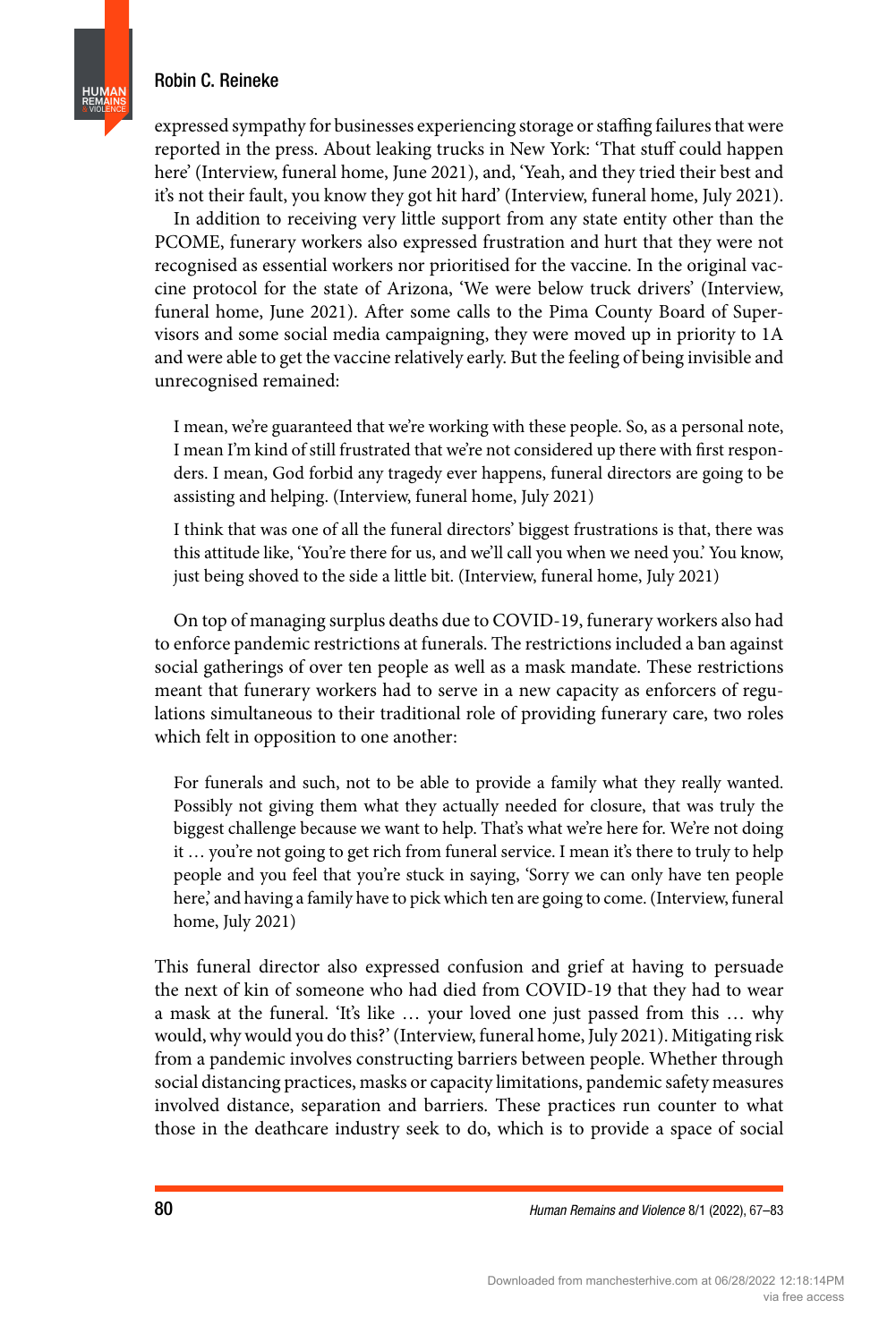expressed sympathy for businesses experiencing storage or staffing failures that were reported in the press. About leaking trucks in New York: 'That stuff could happen here' (Interview, funeral home, June 2021), and, 'Yeah, and they tried their best and it's not their fault, you know they got hit hard' (Interview, funeral home, July 2021).

In addition to receiving very little support from any state entity other than the PCOME, funerary workers also expressed frustration and hurt that they were not recognised as essential workers nor prioritised for the vaccine. In the original vaccine protocol for the state of Arizona, 'We were below truck drivers' (Interview, funeral home, June 2021). After some calls to the Pima County Board of Supervisors and some social media campaigning, they were moved up in priority to 1A and were able to get the vaccine relatively early. But the feeling of being invisible and unrecognised remained:

> I mean, we're guaranteed that we're working with these people. So, as a personal note, I mean I'm kind of still frustrated that we're not considered up there with first responders. I mean, God forbid any tragedy ever happens, funeral directors are going to be assisting and helping. (Interview, funeral home, July 2021)
>
> I think that was one of all the funeral directors' biggest frustrations is that, there was this attitude like, 'You're there for us, and we'll call you when we need you.' You know, just being shoved to the side a little bit. (Interview, funeral home, July 2021)

On top of managing surplus deaths due to COVID-19, funerary workers also had to enforce pandemic restrictions at funerals. The restrictions included a ban against social gatherings of over ten people as well as a mask mandate. These restrictions meant that funerary workers had to serve in a new capacity as enforcers of regulations simultaneous to their traditional role of providing funerary care, two roles which felt in opposition to one another:

> For funerals and such, not to be able to provide a family what they really wanted. Possibly not giving them what they actually needed for closure, that was truly the biggest challenge because we want to help. That's what we're here for. We're not doing it … you're not going to get rich from funeral service. I mean it's there to truly to help people and you feel that you're stuck in saying, 'Sorry we can only have ten people here,' and having a family have to pick which ten are going to come. (Interview, funeral home, July 2021)

This funeral director also expressed confusion and grief at having to persuade the next of kin of someone who had died from COVID-19 that they had to wear a mask at the funeral. 'It's like … your loved one just passed from this … why would, why would you do this?' (Interview, funeral home, July 2021). Mitigating risk from a pandemic involves constructing barriers between people. Whether through social distancing practices, masks or capacity limitations, pandemic safety measures involved distance, separation and barriers. These practices run counter to what those in the deathcare industry seek to do, which is to provide a space of social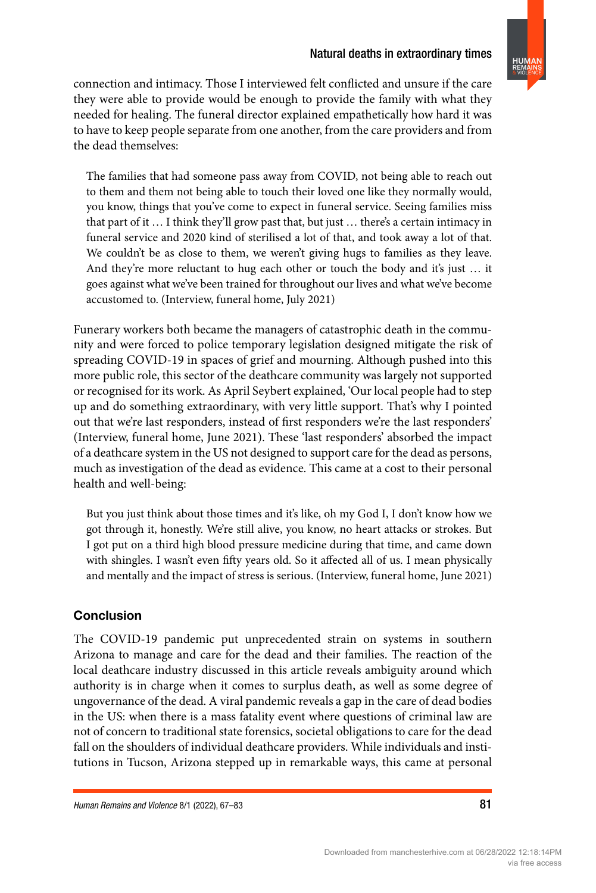connection and intimacy. Those I interviewed felt conflicted and unsure if the care they were able to provide would be enough to provide the family with what they needed for healing. The funeral director explained empathetically how hard it was to have to keep people separate from one another, from the care providers and from the dead themselves:

> The families that had someone pass away from COVID, not being able to reach out to them and them not being able to touch their loved one like they normally would, you know, things that you've come to expect in funeral service. Seeing families miss that part of it … I think they'll grow past that, but just … there's a certain intimacy in funeral service and 2020 kind of sterilised a lot of that, and took away a lot of that. We couldn't be as close to them, we weren't giving hugs to families as they leave. And they're more reluctant to hug each other or touch the body and it's just … it goes against what we've been trained for throughout our lives and what we've become accustomed to. (Interview, funeral home, July 2021)

Funerary workers both became the managers of catastrophic death in the community and were forced to police temporary legislation designed mitigate the risk of spreading COVID-19 in spaces of grief and mourning. Although pushed into this more public role, this sector of the deathcare community was largely not supported or recognised for its work. As April Seybert explained, 'Our local people had to step up and do something extraordinary, with very little support. That's why I pointed out that we're last responders, instead of first responders we're the last responders' (Interview, funeral home, June 2021). These 'last responders' absorbed the impact of a deathcare system in the US not designed to support care for the dead as persons, much as investigation of the dead as evidence. This came at a cost to their personal health and well-being:

> But you just think about those times and it's like, oh my God I, I don't know how we got through it, honestly. We're still alive, you know, no heart attacks or strokes. But I got put on a third high blood pressure medicine during that time, and came down with shingles. I wasn't even fifty years old. So it affected all of us. I mean physically and mentally and the impact of stress is serious. (Interview, funeral home, June 2021)

## Conclusion

The COVID-19 pandemic put unprecedented strain on systems in southern Arizona to manage and care for the dead and their families. The reaction of the local deathcare industry discussed in this article reveals ambiguity around which authority is in charge when it comes to surplus death, as well as some degree of ungovernance of the dead. A viral pandemic reveals a gap in the care of dead bodies in the US: when there is a mass fatality event where questions of criminal law are not of concern to traditional state forensics, societal obligations to care for the dead fall on the shoulders of individual deathcare providers. While individuals and institutions in Tucson, Arizona stepped up in remarkable ways, this came at personal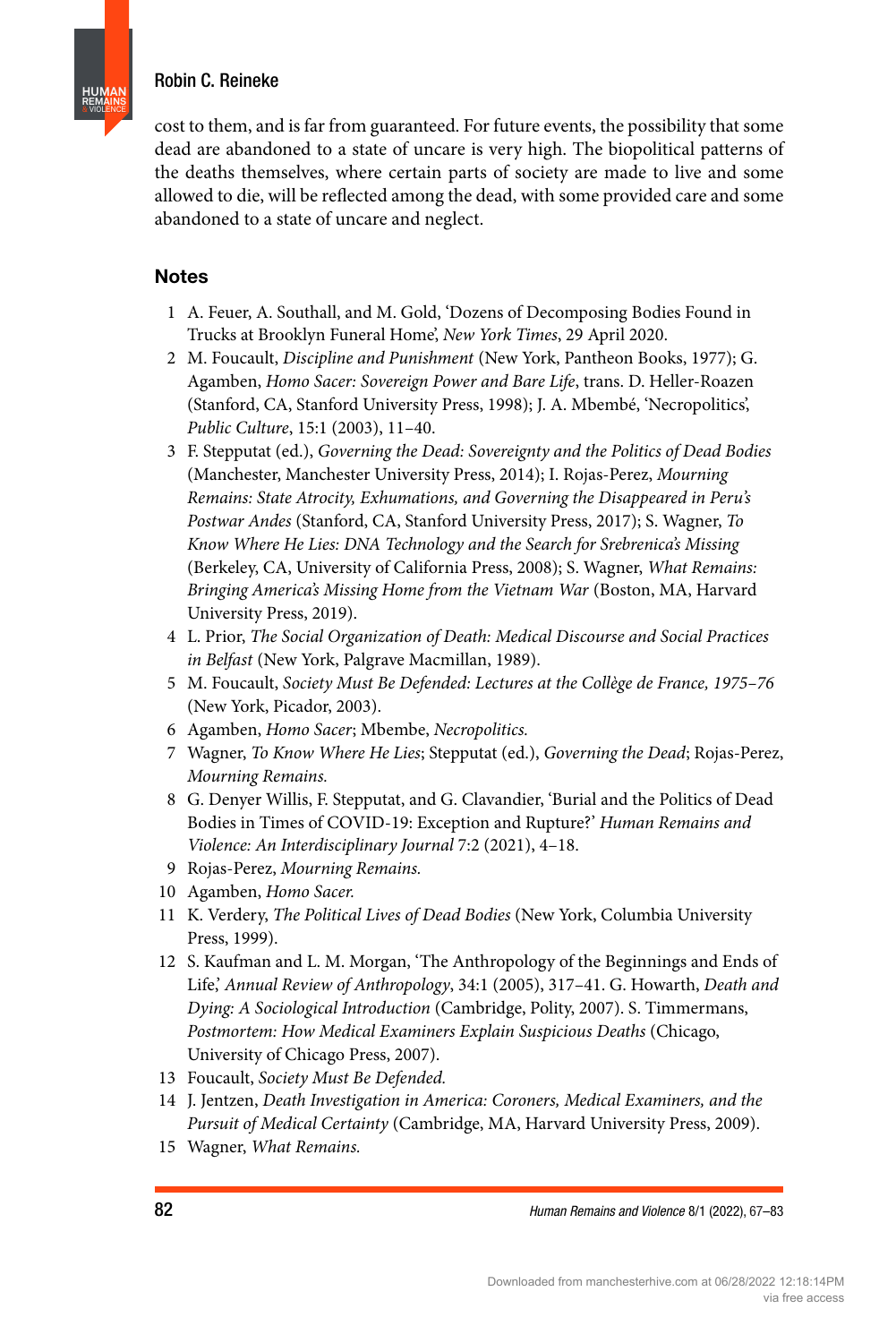cost to them, and is far from guaranteed. For future events, the possibility that some dead are abandoned to a state of uncare is very high. The biopolitical patterns of the deaths themselves, where certain parts of society are made to live and some allowed to die, will be reflected among the dead, with some provided care and some abandoned to a state of uncare and neglect.

## Notes

1. A. Feuer, A. Southall, and M. Gold, 'Dozens of Decomposing Bodies Found in Trucks at Brooklyn Funeral Home', *New York Times*, 29 April 2020.
2. M. Foucault, *Discipline and Punishment* (New York, Pantheon Books, 1977); G. Agamben, *Homo Sacer: Sovereign Power and Bare Life*, trans. D. Heller-Roazen (Stanford, CA, Stanford University Press, 1998); J. A. Mbembé, 'Necropolitics', *Public Culture*, 15:1 (2003), 11–40.
3. F. Stepputat (ed.), *Governing the Dead: Sovereignty and the Politics of Dead Bodies* (Manchester, Manchester University Press, 2014); I. Rojas-Perez, *Mourning Remains: State Atrocity, Exhumations, and Governing the Disappeared in Peru's Postwar Andes* (Stanford, CA, Stanford University Press, 2017); S. Wagner, *To Know Where He Lies: DNA Technology and the Search for Srebrenica's Missing* (Berkeley, CA, University of California Press, 2008); S. Wagner, *What Remains: Bringing America's Missing Home from the Vietnam War* (Boston, MA, Harvard University Press, 2019).
4. L. Prior, *The Social Organization of Death: Medical Discourse and Social Practices in Belfast* (New York, Palgrave Macmillan, 1989).
5. M. Foucault, *Society Must Be Defended: Lectures at the Collège de France, 1975–76* (New York, Picador, 2003).
6. Agamben, *Homo Sacer*; Mbembe, *Necropolitics.*
7. Wagner, *To Know Where He Lies*; Stepputat (ed.), *Governing the Dead*; Rojas-Perez, *Mourning Remains.*
8. G. Denyer Willis, F. Stepputat, and G. Clavandier, 'Burial and the Politics of Dead Bodies in Times of COVID-19: Exception and Rupture?' *Human Remains and Violence: An Interdisciplinary Journal* 7:2 (2021), 4–18.
9. Rojas-Perez, *Mourning Remains.*
10. Agamben, *Homo Sacer.*
11. K. Verdery, *The Political Lives of Dead Bodies* (New York, Columbia University Press, 1999).
12. S. Kaufman and L. M. Morgan, 'The Anthropology of the Beginnings and Ends of Life,' *Annual Review of Anthropology*, 34:1 (2005), 317–41. G. Howarth, *Death and Dying: A Sociological Introduction* (Cambridge, Polity, 2007). S. Timmermans, *Postmortem: How Medical Examiners Explain Suspicious Deaths* (Chicago, University of Chicago Press, 2007).
13. Foucault, *Society Must Be Defended.*
14. J. Jentzen, *Death Investigation in America: Coroners, Medical Examiners, and the Pursuit of Medical Certainty* (Cambridge, MA, Harvard University Press, 2009).
15. Wagner, *What Remains.*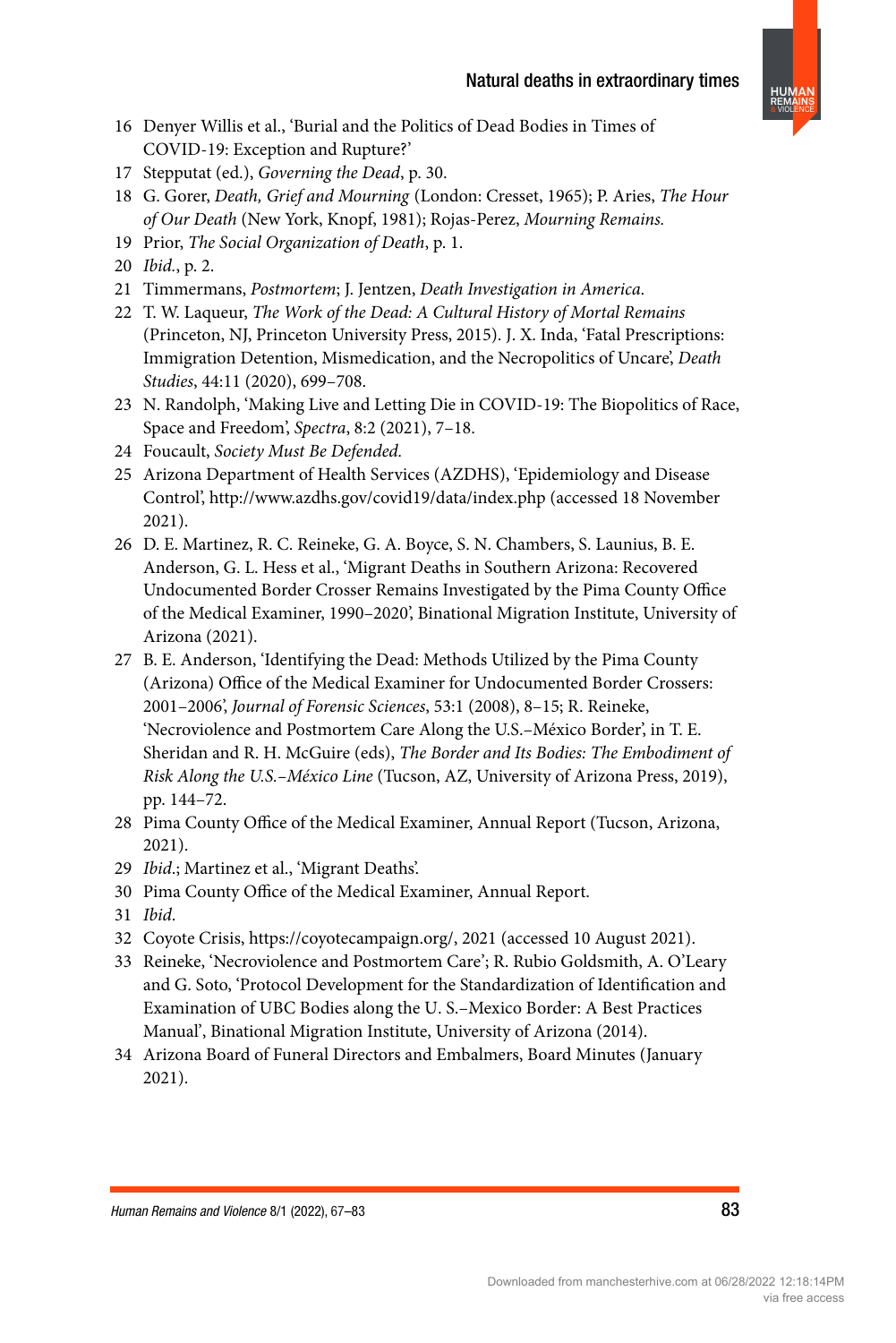16 Denyer Willis et al., 'Burial and the Politics of Dead Bodies in Times of COVID-19: Exception and Rupture?'

17 Stepputat (ed.), *Governing the Dead*, p. 30.

18 G. Gorer, *Death, Grief and Mourning* (London: Cresset, 1965); P. Aries, *The Hour of Our Death* (New York, Knopf, 1981); Rojas-Perez, *Mourning Remains.*

19 Prior, *The Social Organization of Death*, p. 1.

20 *Ibid.*, p. 2.

21 Timmermans, *Postmortem*; J. Jentzen, *Death Investigation in America*.

22 T. W. Laqueur, *The Work of the Dead: A Cultural History of Mortal Remains* (Princeton, NJ, Princeton University Press, 2015). J. X. Inda, 'Fatal Prescriptions: Immigration Detention, Mismedication, and the Necropolitics of Uncare', *Death Studies*, 44:11 (2020), 699–708.

23 N. Randolph, 'Making Live and Letting Die in COVID-19: The Biopolitics of Race, Space and Freedom', *Spectra*, 8:2 (2021), 7–18.

24 Foucault, *Society Must Be Defended.*

25 Arizona Department of Health Services (AZDHS), 'Epidemiology and Disease Control', http://www.azdhs.gov/covid19/data/index.php (accessed 18 November 2021).

26 D. E. Martinez, R. C. Reineke, G. A. Boyce, S. N. Chambers, S. Launius, B. E. Anderson, G. L. Hess et al., 'Migrant Deaths in Southern Arizona: Recovered Undocumented Border Crosser Remains Investigated by the Pima County Office of the Medical Examiner, 1990–2020', Binational Migration Institute, University of Arizona (2021).

27 B. E. Anderson, 'Identifying the Dead: Methods Utilized by the Pima County (Arizona) Office of the Medical Examiner for Undocumented Border Crossers: 2001–2006', *Journal of Forensic Sciences*, 53:1 (2008), 8–15; R. Reineke, 'Necroviolence and Postmortem Care Along the U.S.–México Border', in T. E. Sheridan and R. H. McGuire (eds), *The Border and Its Bodies: The Embodiment of Risk Along the U.S.–México Line* (Tucson, AZ, University of Arizona Press, 2019), pp. 144–72.

28 Pima County Office of the Medical Examiner, Annual Report (Tucson, Arizona, 2021).

29 *Ibid.*; Martinez et al., 'Migrant Deaths'.

30 Pima County Office of the Medical Examiner, Annual Report.

31 *Ibid.*

32 Coyote Crisis, https://coyotecampaign.org/, 2021 (accessed 10 August 2021).

33 Reineke, 'Necroviolence and Postmortem Care'; R. Rubio Goldsmith, A. O'Leary and G. Soto, 'Protocol Development for the Standardization of Identification and Examination of UBC Bodies along the U. S.–Mexico Border: A Best Practices Manual', Binational Migration Institute, University of Arizona (2014).

34 Arizona Board of Funeral Directors and Embalmers, Board Minutes (January 2021).